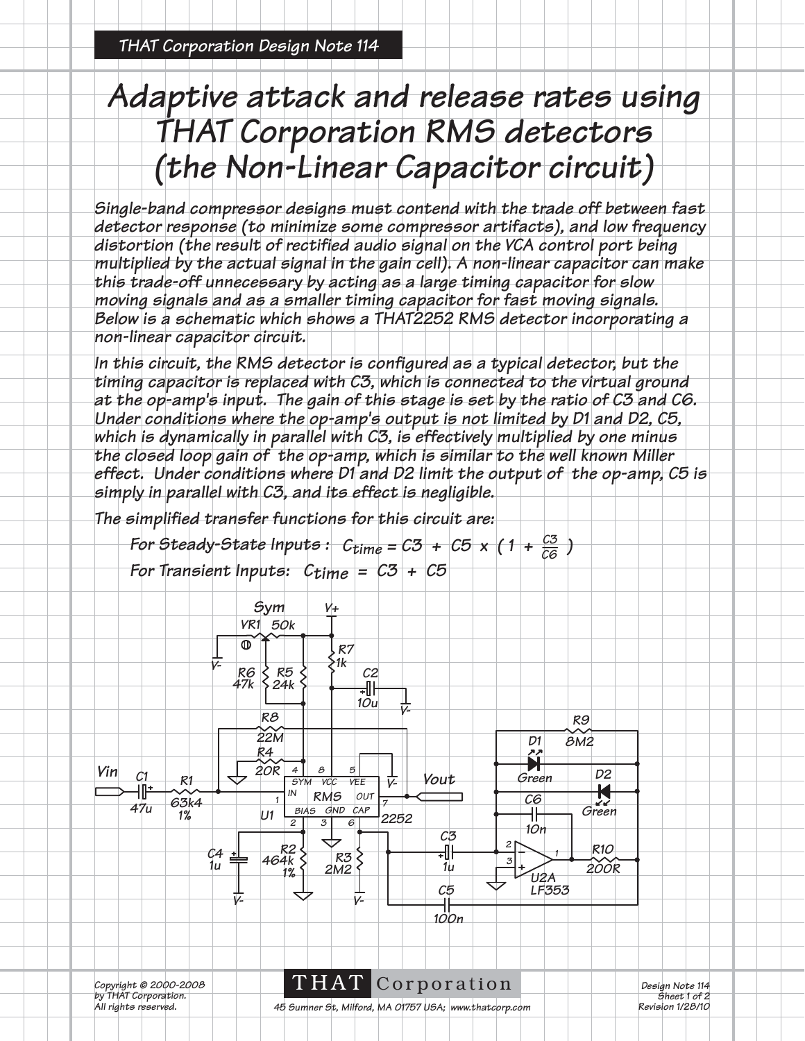THAT Corporation Design Note 114

# Adaptive attack and release rates using THAT Corporation RMS detectors (the Non-Linear Capacitor circuit)

**Single-band compressor designs must contend with the trade off between fast detector response (to minimize some compressor artifacts), and low frequency distortion (the result of rectified audio signal on the VCA control port being multiplied by the actual signal in the gain cell). A non-linear capacitor can make this trade-off unnecessary by acting as a large timing capacitor for slow moving signals and as a smaller timing capacitor for fast moving signals. Below is a schematic which shows a THAT2252 RMS detector incorporating a non-linear capacitor circuit.**

**In this circuit, the RMS detector is configured as a typical detector, but the timing capacitor is replaced with C3, which is connected to the virtual ground at the op-amp's input. The gain of this stage is set by the ratio of C3 and C6. Under conditions where the op-amp's output is not limited by D1 and D2, C5, which is dynamically in parallel with C3, is effectively multiplied by one minus the closed loop gain of the op-amp, which is similar to the well known Miller effect. Under conditions where D1 and D2 limit the output of the op-amp, C5 is simply in parallel with C3, and its effect is negligible.**

**The simplified transfer functions for this circuit are:**

For Steady-State Inputs: $C_{time} = C3 + C5 \times \left(1 + \frac{C3}{C6}\right)$

For Transient Inputs: $C_{time} = C3 + C5$

Sym VR1 50k, V+, V-, R6 47k, R5 24k, R7 1k, C2 10u, R8 22M, R4 20R, R9 8M2, D1 Green, D2 Green, C6 10n, Vin, C1 47u, R1 63k4 1%, U1 RMS 2252, Vout, C4 1u, R2 464k 1%, R3 2M2, C3 1u, C5 100n, U2A LF353, R10 200R

Copyright © 2000-2008 by THAT Corporation. All rights reserved.

THAT Corporation — 45 Sumner St, Milford, MA 01757 USA; www.thatcorp.com

Design Note 114, Revision 1/28/10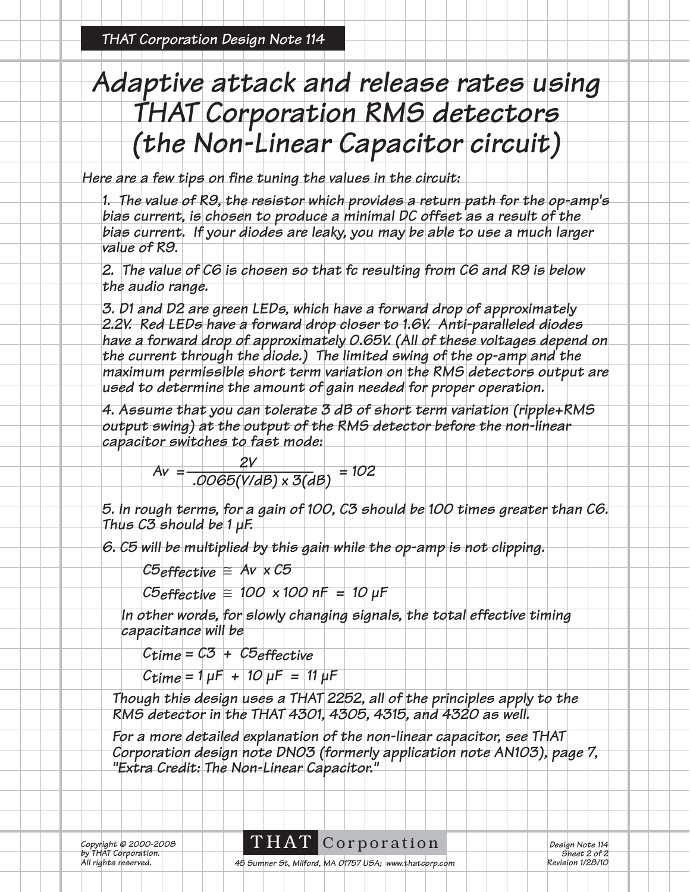# Adaptive attack and release rates using THAT Corporation RMS detectors (the Non-Linear Capacitor circuit)

Here are a few tips on fine tuning the values in the circuit:

1. The value of R9, the resistor which provides a return path for the op-amp's bias current, is chosen to produce a minimal DC offset as a result of the bias current. If your diodes are leaky, you may be able to use a much larger value of R9.

2. The value of C6 is chosen so that fc resulting from C6 and R9 is below the audio range.

3. D1 and D2 are green LEDs, which have a forward drop of approximately 2.2V. Red LEDs have a forward drop closer to 1.6V. Anti-paralleled diodes have a forward drop of approximately 0.65V. (All of these voltages depend on the current through the diode.) The limited swing of the op-amp and the maximum permissible short term variation on the RMS detectors output are used to determine the amount of gain needed for proper operation.

4. Assume that you can tolerate 3 dB of short term variation (ripple+RMS output swing) at the output of the RMS detector before the non-linear capacitor switches to fast mode:

$$A_v = \frac{2V}{.0065(V/dB) \times 3(dB)} = 102$$

5. In rough terms, for a gain of 100, C3 should be 100 times greater than C6. Thus C3 should be 1 µF.

6. C5 will be multiplied by this gain while the op-amp is not clipping.

$$C5_{effective} \cong A_v \times C5$$

$$C5_{effective} \cong 100 \times 100\ nF = 10\ \mu F$$

In other words, for slowly changing signals, the total effective timing capacitance will be

$$C_{time} = C3 + C5_{effective}$$

$$C_{time} = 1\ \mu F + 10\ \mu F = 11\ \mu F$$

Though this design uses a THAT 2252, all of the principles apply to the RMS detector in the THAT 4301, 4305, 4315, and 4320 as well.

For a more detailed explanation of the non-linear capacitor, see THAT Corporation design note DN03 (formerly application note AN103), page 7, "Extra Credit: The Non-Linear Capacitor."